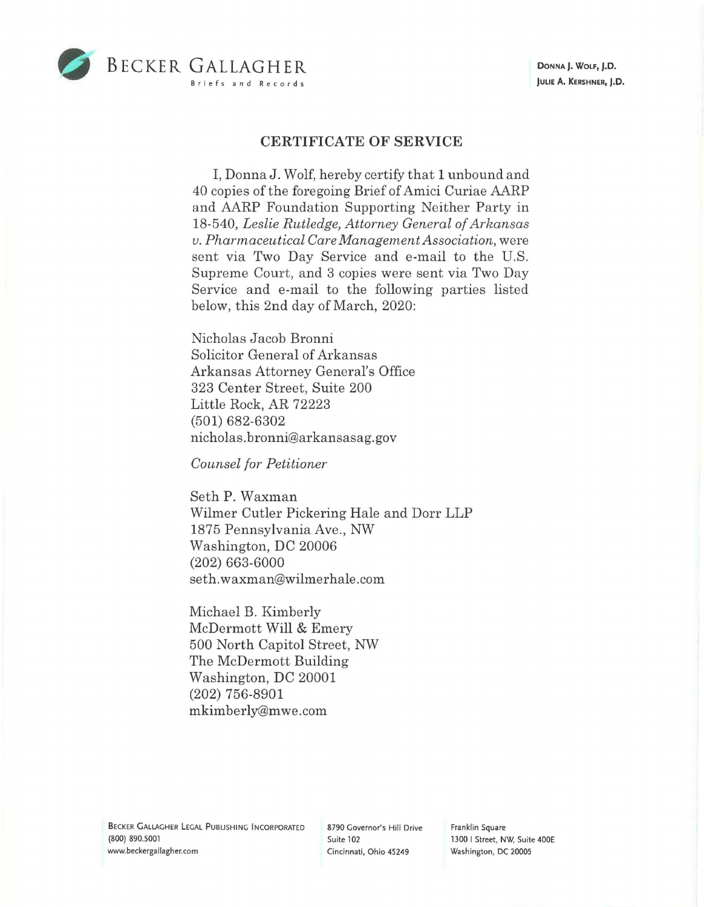BECKER GALLAGHER
Briefs and Records

DONNA J. WOLF, J.D.
JULIE A. KERSHNER, J.D.

## CERTIFICATE OF SERVICE

I, Donna J. Wolf, hereby certify that 1 unbound and 40 copies of the foregoing Brief of Amici Curiae AARP and AARP Foundation Supporting Neither Party in 18-540, *Leslie Rutledge, Attorney General of Arkansas v. Pharmaceutical Care Management Association*, were sent via Two Day Service and e-mail to the U.S. Supreme Court, and 3 copies were sent via Two Day Service and e-mail to the following parties listed below, this 2nd day of March, 2020:

Nicholas Jacob Bronni
Solicitor General of Arkansas
Arkansas Attorney General's Office
323 Center Street, Suite 200
Little Rock, AR 72223
(501) 682-6302
nicholas.bronni@arkansasag.gov

*Counsel for Petitioner*

Seth P. Waxman
Wilmer Cutler Pickering Hale and Dorr LLP
1875 Pennsylvania Ave., NW
Washington, DC 20006
(202) 663-6000
seth.waxman@wilmerhale.com

Michael B. Kimberly
McDermott Will & Emery
500 North Capitol Street, NW
The McDermott Building
Washington, DC 20001
(202) 756-8901
mkimberly@mwe.com

BECKER GALLAGHER LEGAL PUBLISHING INCORPORATED
(800) 890.5001
www.beckergallagher.com

8790 Governor's Hill Drive
Suite 102
Cincinnati, Ohio 45249

Franklin Square
1300 I Street, NW, Suite 400E
Washington, DC 20005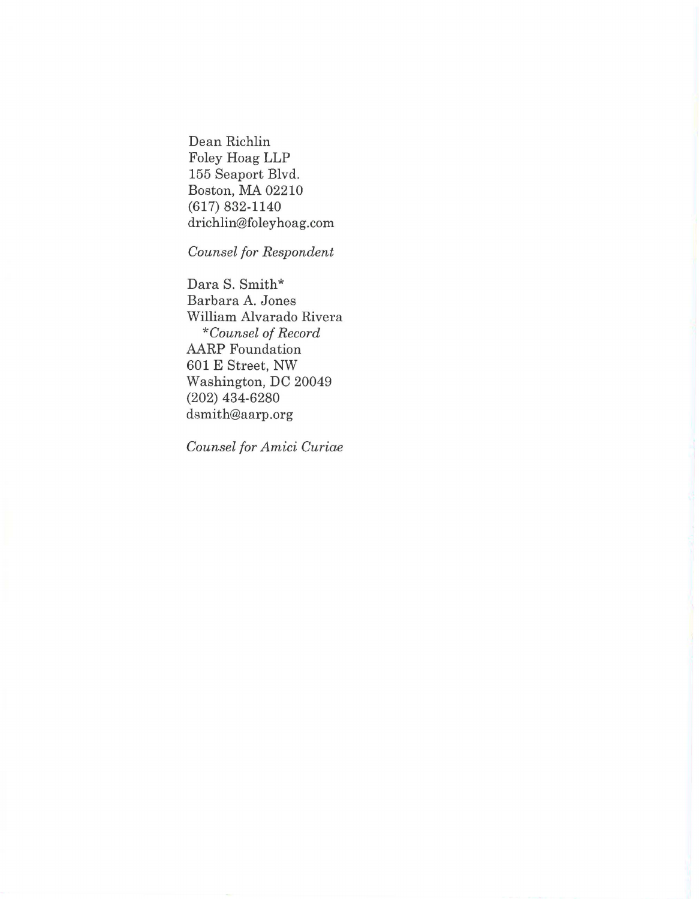Dean Richlin
Foley Hoag LLP
155 Seaport Blvd.
Boston, MA 02210
(617) 832-1140
drichlin@foleyhoag.com

*Counsel for Respondent*

Dara S. Smith*
Barbara A. Jones
William Alvarado Rivera
*\*Counsel of Record*
AARP Foundation
601 E Street, NW
Washington, DC 20049
(202) 434-6280
dsmith@aarp.org

*Counsel for Amici Curiae*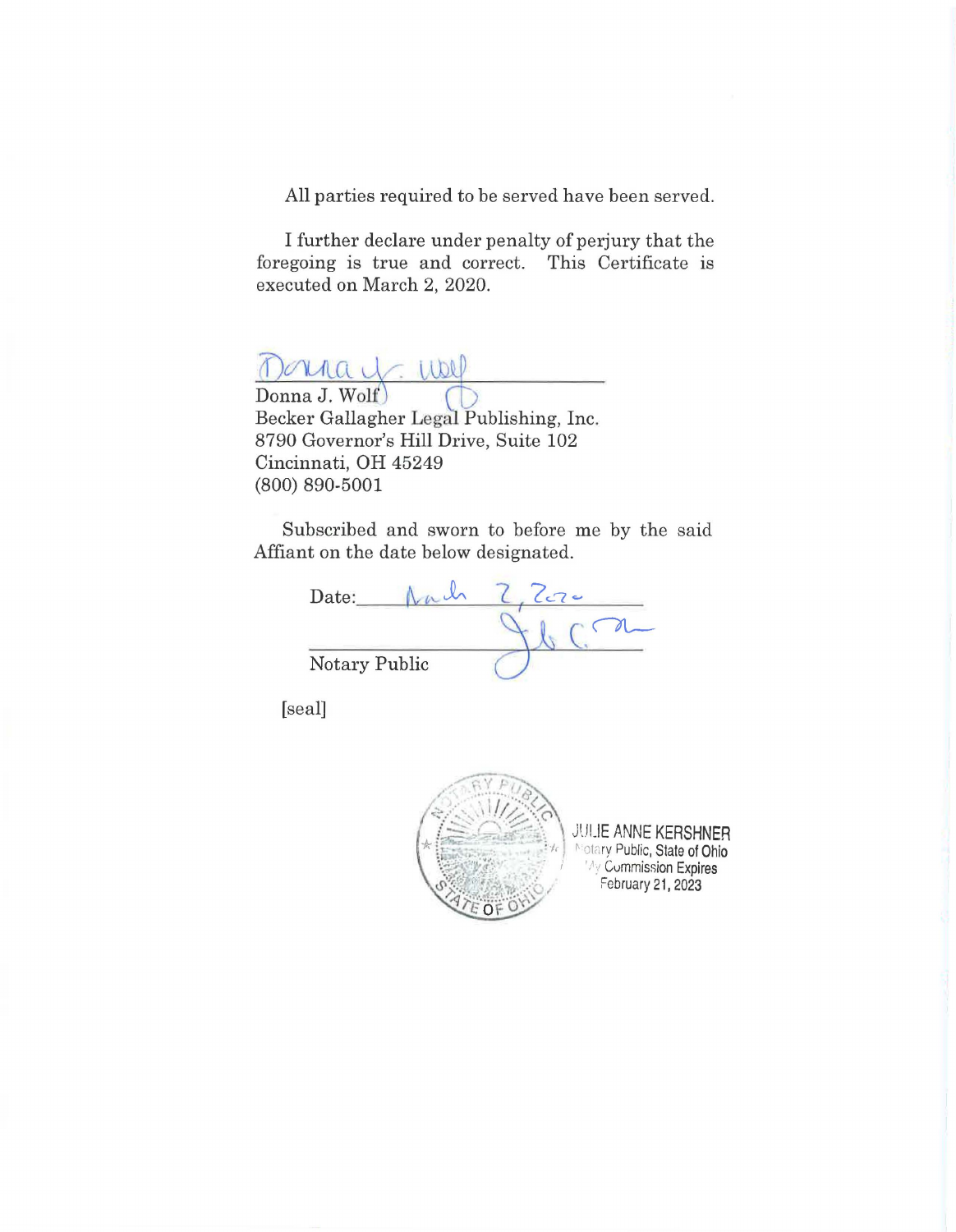All parties required to be served have been served.

I further declare under penalty of perjury that the foregoing is true and correct. This Certificate is executed on March 2, 2020.

Donna J. Wolf
Becker Gallagher Legal Publishing, Inc.
8790 Governor's Hill Drive, Suite 102
Cincinnati, OH 45249
(800) 890-5001

Subscribed and sworn to before me by the said Affiant on the date below designated.

Date: March 2, 2020

Notary Public

[seal]

NOTARY PUBLIC STATE OF OHIO

JULIE ANNE KERSHNER
Notary Public, State of Ohio
My Commission Expires
February 21, 2023